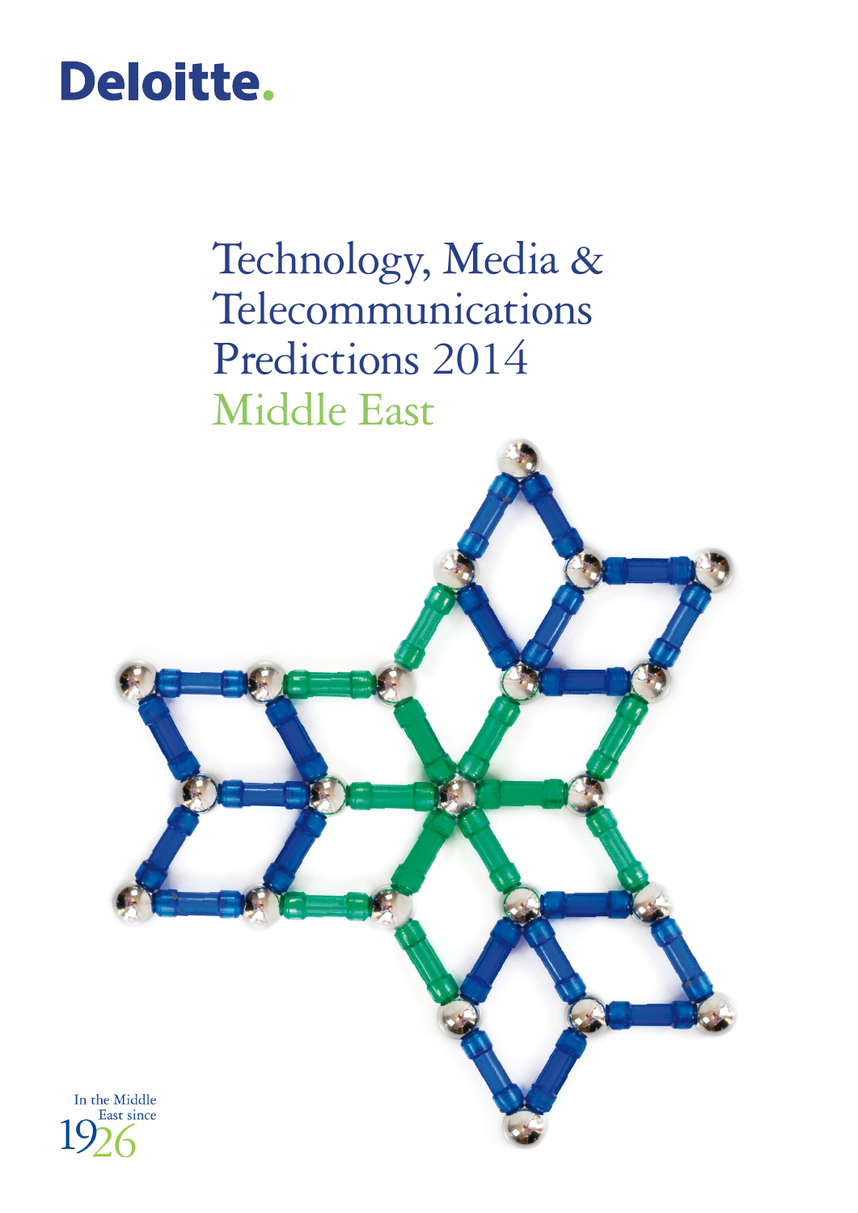Deloitte.

# Technology, Media & Telecommunications Predictions 2014

## Middle East

In the Middle East since 1926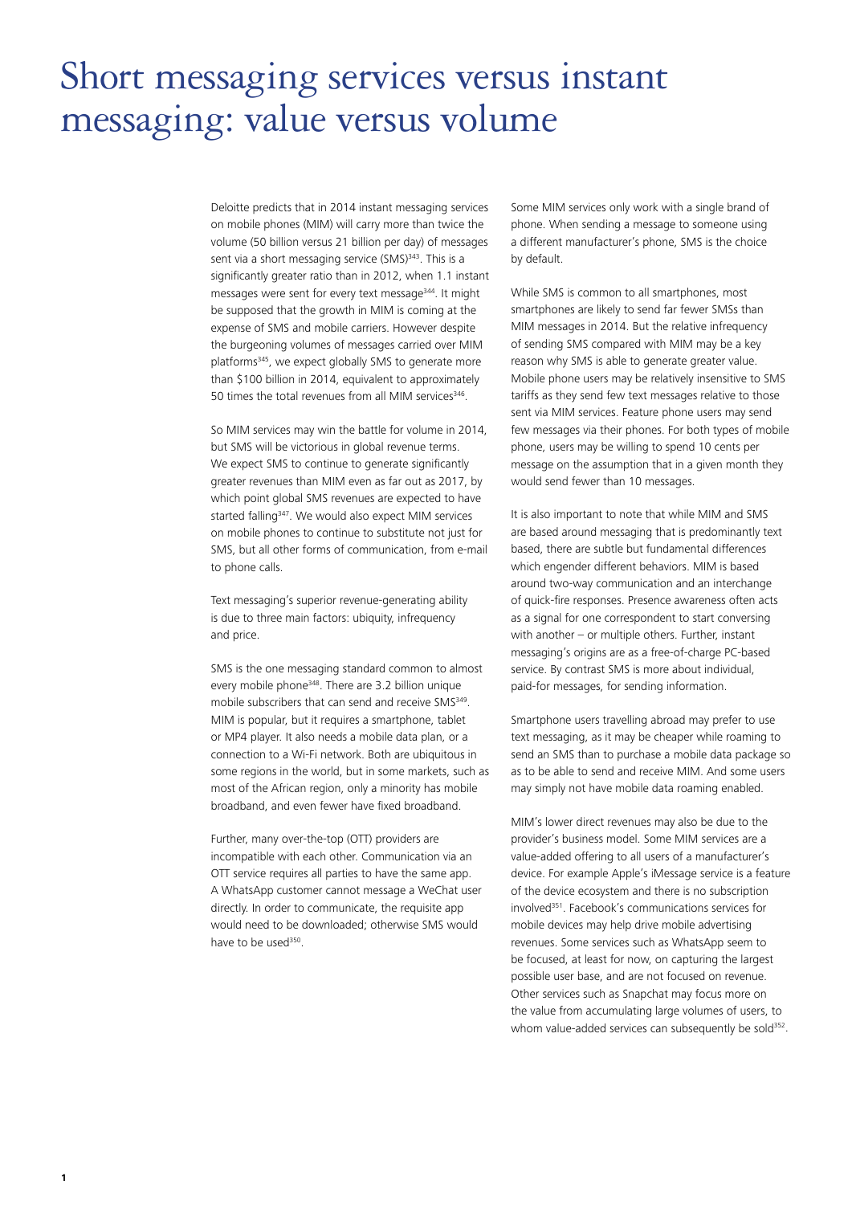# Short messaging services versus instant messaging: value versus volume

Deloitte predicts that in 2014 instant messaging services on mobile phones (MIM) will carry more than twice the volume (50 billion versus 21 billion per day) of messages sent via a short messaging service (SMS)[343]. This is a significantly greater ratio than in 2012, when 1.1 instant messages were sent for every text message[344]. It might be supposed that the growth in MIM is coming at the expense of SMS and mobile carriers. However despite the burgeoning volumes of messages carried over MIM platforms[345], we expect globally SMS to generate more than $100 billion in 2014, equivalent to approximately 50 times the total revenues from all MIM services[346].

So MIM services may win the battle for volume in 2014, but SMS will be victorious in global revenue terms. We expect SMS to continue to generate significantly greater revenues than MIM even as far out as 2017, by which point global SMS revenues are expected to have started falling[347]. We would also expect MIM services on mobile phones to continue to substitute not just for SMS, but all other forms of communication, from e-mail to phone calls.

Text messaging's superior revenue-generating ability is due to three main factors: ubiquity, infrequency and price.

SMS is the one messaging standard common to almost every mobile phone[348]. There are 3.2 billion unique mobile subscribers that can send and receive SMS[349]. MIM is popular, but it requires a smartphone, tablet or MP4 player. It also needs a mobile data plan, or a connection to a Wi-Fi network. Both are ubiquitous in some regions in the world, but in some markets, such as most of the African region, only a minority has mobile broadband, and even fewer have fixed broadband.

Further, many over-the-top (OTT) providers are incompatible with each other. Communication via an OTT service requires all parties to have the same app. A WhatsApp customer cannot message a WeChat user directly. In order to communicate, the requisite app would need to be downloaded; otherwise SMS would have to be used[350].

Some MIM services only work with a single brand of phone. When sending a message to someone using a different manufacturer's phone, SMS is the choice by default.

While SMS is common to all smartphones, most smartphones are likely to send far fewer SMSs than MIM messages in 2014. But the relative infrequency of sending SMS compared with MIM may be a key reason why SMS is able to generate greater value. Mobile phone users may be relatively insensitive to SMS tariffs as they send few text messages relative to those sent via MIM services. Feature phone users may send few messages via their phones. For both types of mobile phone, users may be willing to spend 10 cents per message on the assumption that in a given month they would send fewer than 10 messages.

It is also important to note that while MIM and SMS are based around messaging that is predominantly text based, there are subtle but fundamental differences which engender different behaviors. MIM is based around two-way communication and an interchange of quick-fire responses. Presence awareness often acts as a signal for one correspondent to start conversing with another – or multiple others. Further, instant messaging's origins are as a free-of-charge PC-based service. By contrast SMS is more about individual, paid-for messages, for sending information.

Smartphone users travelling abroad may prefer to use text messaging, as it may be cheaper while roaming to send an SMS than to purchase a mobile data package so as to be able to send and receive MIM. And some users may simply not have mobile data roaming enabled.

MIM's lower direct revenues may also be due to the provider's business model. Some MIM services are a value-added offering to all users of a manufacturer's device. For example Apple's iMessage service is a feature of the device ecosystem and there is no subscription involved[351]. Facebook's communications services for mobile devices may help drive mobile advertising revenues. Some services such as WhatsApp seem to be focused, at least for now, on capturing the largest possible user base, and are not focused on revenue. Other services such as Snapchat may focus more on the value from accumulating large volumes of users, to whom value-added services can subsequently be sold[352].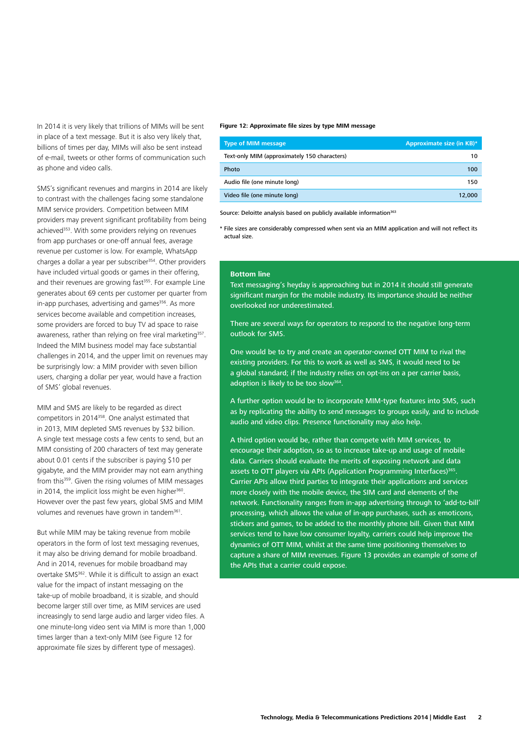In 2014 it is very likely that trillions of MIMs will be sent in place of a text message. But it is also very likely that, billions of times per day, MIMs will also be sent instead of e-mail, tweets or other forms of communication such as phone and video calls.

SMS's significant revenues and margins in 2014 are likely to contrast with the challenges facing some standalone MIM service providers. Competition between MIM providers may prevent significant profitability from being achieved[353]. With some providers relying on revenues from app purchases or one-off annual fees, average revenue per customer is low. For example, WhatsApp charges a dollar a year per subscriber[354]. Other providers have included virtual goods or games in their offering, and their revenues are growing fast[355]. For example Line generates about 69 cents per customer per quarter from in-app purchases, advertising and games[356]. As more services become available and competition increases, some providers are forced to buy TV ad space to raise awareness, rather than relying on free viral marketing[357]. Indeed the MIM business model may face substantial challenges in 2014, and the upper limit on revenues may be surprisingly low: a MIM provider with seven billion users, charging a dollar per year, would have a fraction of SMS' global revenues.

MIM and SMS are likely to be regarded as direct competitors in 2014[358]. One analyst estimated that in 2013, MIM depleted SMS revenues by $32 billion. A single text message costs a few cents to send, but an MIM consisting of 200 characters of text may generate about 0.01 cents if the subscriber is paying $10 per gigabyte, and the MIM provider may not earn anything from this[359]. Given the rising volumes of MIM messages in 2014, the implicit loss might be even higher[360]. However over the past few years, global SMS and MIM volumes and revenues have grown in tandem[361].

But while MIM may be taking revenue from mobile operators in the form of lost text messaging revenues, it may also be driving demand for mobile broadband. And in 2014, revenues for mobile broadband may overtake SMS[362]. While it is difficult to assign an exact value for the impact of instant messaging on the take-up of mobile broadband, it is sizable, and should become larger still over time, as MIM services are used increasingly to send large audio and larger video files. A one minute-long video sent via MIM is more than 1,000 times larger than a text-only MIM (see Figure 12 for approximate file sizes by different type of messages).

**Figure 12: Approximate file sizes by type MIM message**

| Type of MIM message | Approximate size (in KB)* |
|---|---|
| Text-only MIM (approximately 150 characters) | 10 |
| Photo | 100 |
| Audio file (one minute long) | 150 |
| Video file (one minute long) | 12,000 |

Source: Deloitte analysis based on publicly available information[363]

* File sizes are considerably compressed when sent via an MIM application and will not reflect its actual size.

**Bottom line**

Text messaging's heyday is approaching but in 2014 it should still generate significant margin for the mobile industry. Its importance should be neither overlooked nor underestimated.

There are several ways for operators to respond to the negative long-term outlook for SMS.

One would be to try and create an operator-owned OTT MIM to rival the existing providers. For this to work as well as SMS, it would need to be a global standard; if the industry relies on opt-ins on a per carrier basis, adoption is likely to be too slow[364].

A further option would be to incorporate MIM-type features into SMS, such as by replicating the ability to send messages to groups easily, and to include audio and video clips. Presence functionality may also help.

A third option would be, rather than compete with MIM services, to encourage their adoption, so as to increase take-up and usage of mobile data. Carriers should evaluate the merits of exposing network and data assets to OTT players via APIs (Application Programming Interfaces)[365]. Carrier APIs allow third parties to integrate their applications and services more closely with the mobile device, the SIM card and elements of the network. Functionality ranges from in-app advertising through to 'add-to-bill' processing, which allows the value of in-app purchases, such as emoticons, stickers and games, to be added to the monthly phone bill. Given that MIM services tend to have low consumer loyalty, carriers could help improve the dynamics of OTT MIM, whilst at the same time positioning themselves to capture a share of MIM revenues. Figure 13 provides an example of some of the APIs that a carrier could expose.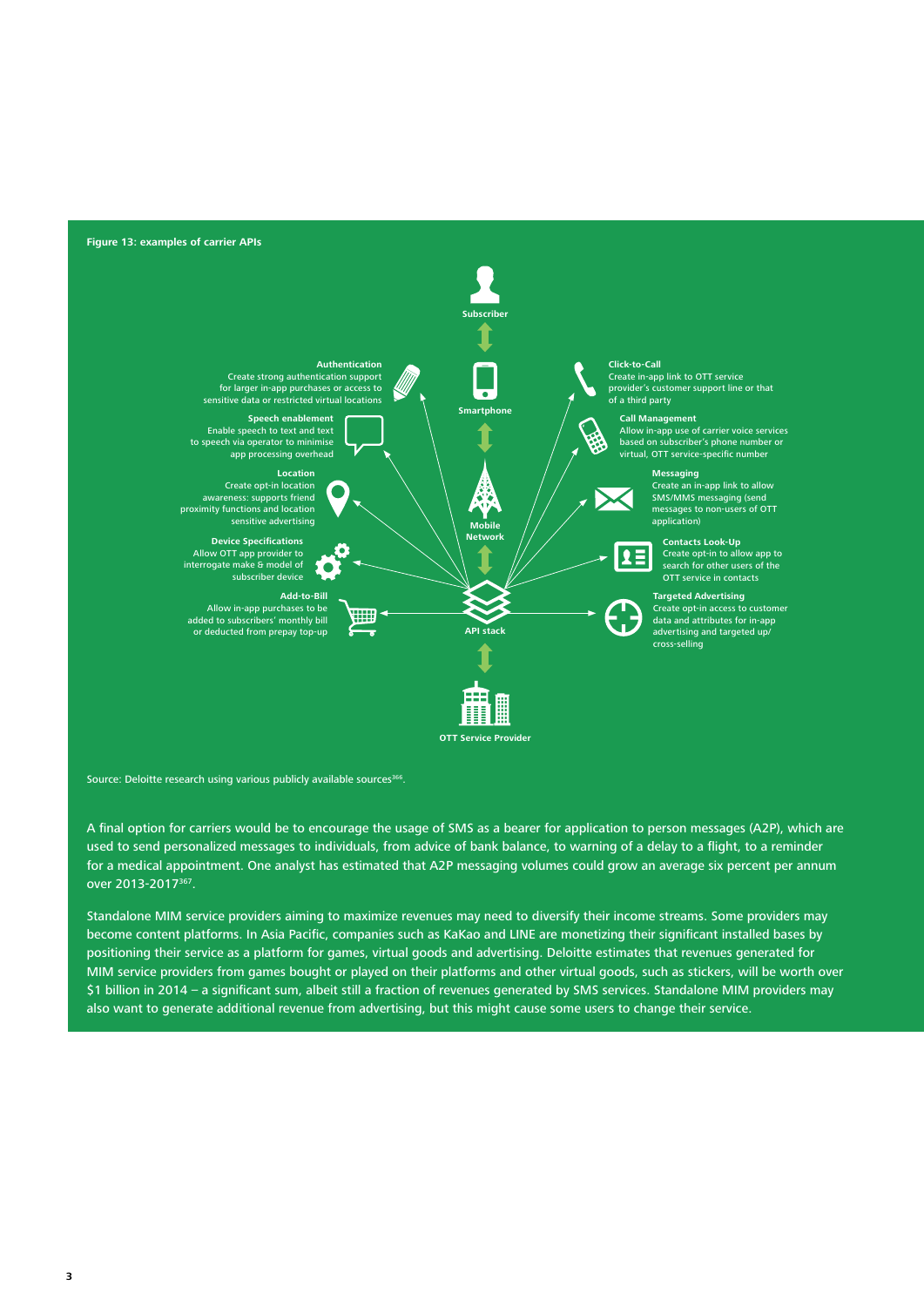**Figure 13: examples of carrier APIs**

Subscriber

Smartphone

Mobile Network

API stack

OTT Service Provider

**Authentication**
Create strong authentication support for larger in-app purchases or access to sensitive data or restricted virtual locations

**Speech enablement**
Enable speech to text and text to speech via operator to minimise app processing overhead

**Location**
Create opt-in location awareness: supports friend proximity functions and location sensitive advertising

**Device Specifications**
Allow OTT app provider to interrogate make & model of subscriber device

**Add-to-Bill**
Allow in-app purchases to be added to subscribers' monthly bill or deducted from prepay top-up

**Click-to-Call**
Create in-app link to OTT service provider's customer support line or that of a third party

**Call Management**
Allow in-app use of carrier voice services based on subscriber's phone number or virtual, OTT service-specific number

**Messaging**
Create an in-app link to allow SMS/MMS messaging (send messages to non-users of OTT application)

**Contacts Look-Up**
Create opt-in to allow app to search for other users of the OTT service in contacts

**Targeted Advertising**
Create opt-in access to customer data and attributes for in-app advertising and targeted up/cross-selling

Source: Deloitte research using various publicly available sources[366].

A final option for carriers would be to encourage the usage of SMS as a bearer for application to person messages (A2P), which are used to send personalized messages to individuals, from advice of bank balance, to warning of a delay to a flight, to a reminder for a medical appointment. One analyst has estimated that A2P messaging volumes could grow an average six percent per annum over 2013-2017[367].

Standalone MIM service providers aiming to maximize revenues may need to diversify their income streams. Some providers may become content platforms. In Asia Pacific, companies such as KaKao and LINE are monetizing their significant installed bases by positioning their service as a platform for games, virtual goods and advertising. Deloitte estimates that revenues generated for MIM service providers from games bought or played on their platforms and other virtual goods, such as stickers, will be worth over $1 billion in 2014 – a significant sum, albeit still a fraction of revenues generated by SMS services. Standalone MIM providers may also want to generate additional revenue from advertising, but this might cause some users to change their service.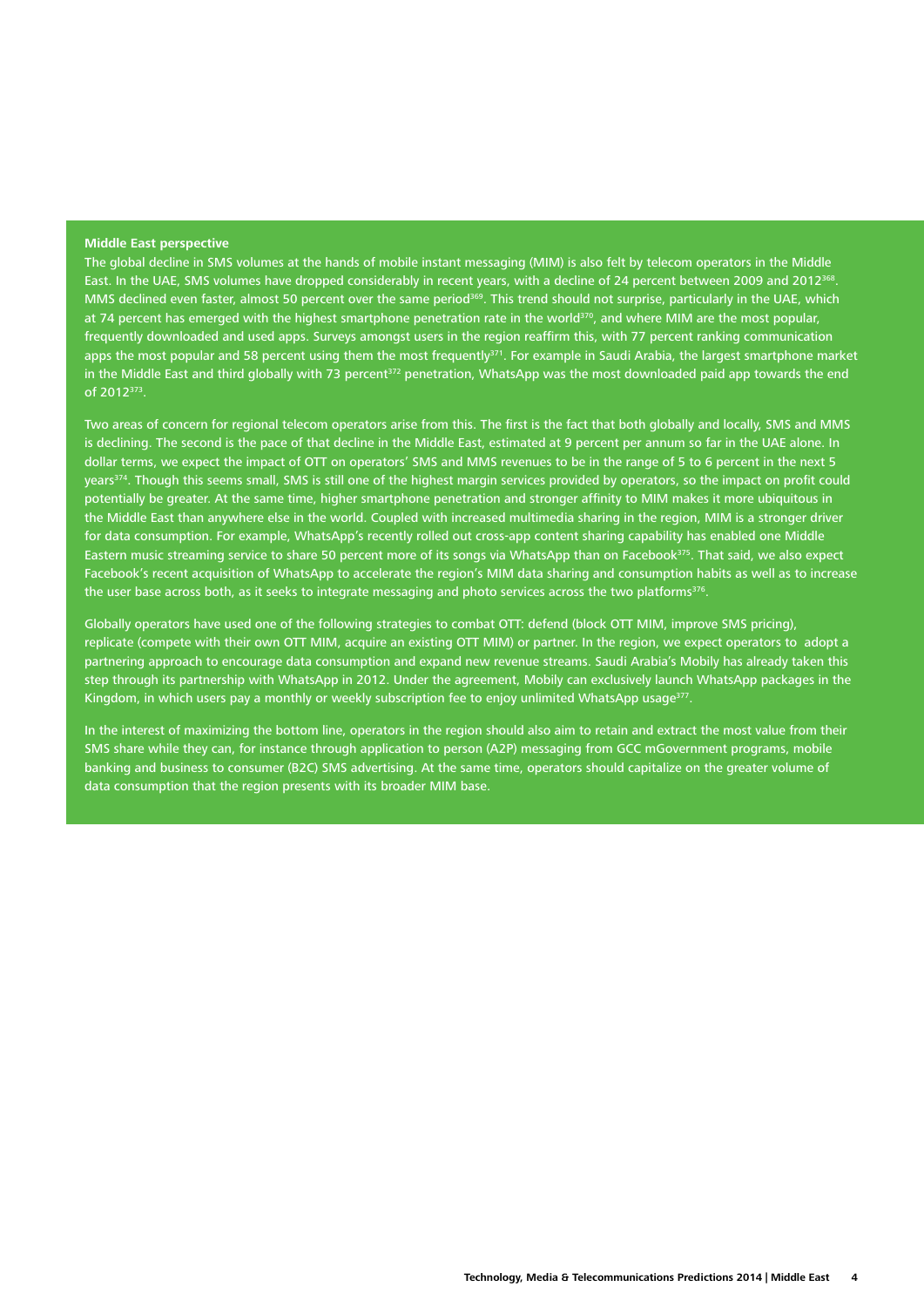**Middle East perspective**

The global decline in SMS volumes at the hands of mobile instant messaging (MIM) is also felt by telecom operators in the Middle East. In the UAE, SMS volumes have dropped considerably in recent years, with a decline of 24 percent between 2009 and 2012[368]. MMS declined even faster, almost 50 percent over the same period[369]. This trend should not surprise, particularly in the UAE, which at 74 percent has emerged with the highest smartphone penetration rate in the world[370], and where MIM are the most popular, frequently downloaded and used apps. Surveys amongst users in the region reaffirm this, with 77 percent ranking communication apps the most popular and 58 percent using them the most frequently[371]. For example in Saudi Arabia, the largest smartphone market in the Middle East and third globally with 73 percent[372] penetration, WhatsApp was the most downloaded paid app towards the end of 2012[373].

Two areas of concern for regional telecom operators arise from this. The first is the fact that both globally and locally, SMS and MMS is declining. The second is the pace of that decline in the Middle East, estimated at 9 percent per annum so far in the UAE alone. In dollar terms, we expect the impact of OTT on operators' SMS and MMS revenues to be in the range of 5 to 6 percent in the next 5 years[374]. Though this seems small, SMS is still one of the highest margin services provided by operators, so the impact on profit could potentially be greater. At the same time, higher smartphone penetration and stronger affinity to MIM makes it more ubiquitous in the Middle East than anywhere else in the world. Coupled with increased multimedia sharing in the region, MIM is a stronger driver for data consumption. For example, WhatsApp's recently rolled out cross-app content sharing capability has enabled one Middle Eastern music streaming service to share 50 percent more of its songs via WhatsApp than on Facebook[375]. That said, we also expect Facebook's recent acquisition of WhatsApp to accelerate the region's MIM data sharing and consumption habits as well as to increase the user base across both, as it seeks to integrate messaging and photo services across the two platforms[376].

Globally operators have used one of the following strategies to combat OTT: defend (block OTT MIM, improve SMS pricing), replicate (compete with their own OTT MIM, acquire an existing OTT MIM) or partner. In the region, we expect operators to adopt a partnering approach to encourage data consumption and expand new revenue streams. Saudi Arabia's Mobily has already taken this step through its partnership with WhatsApp in 2012. Under the agreement, Mobily can exclusively launch WhatsApp packages in the Kingdom, in which users pay a monthly or weekly subscription fee to enjoy unlimited WhatsApp usage[377].

In the interest of maximizing the bottom line, operators in the region should also aim to retain and extract the most value from their SMS share while they can, for instance through application to person (A2P) messaging from GCC mGovernment programs, mobile banking and business to consumer (B2C) SMS advertising. At the same time, operators should capitalize on the greater volume of data consumption that the region presents with its broader MIM base.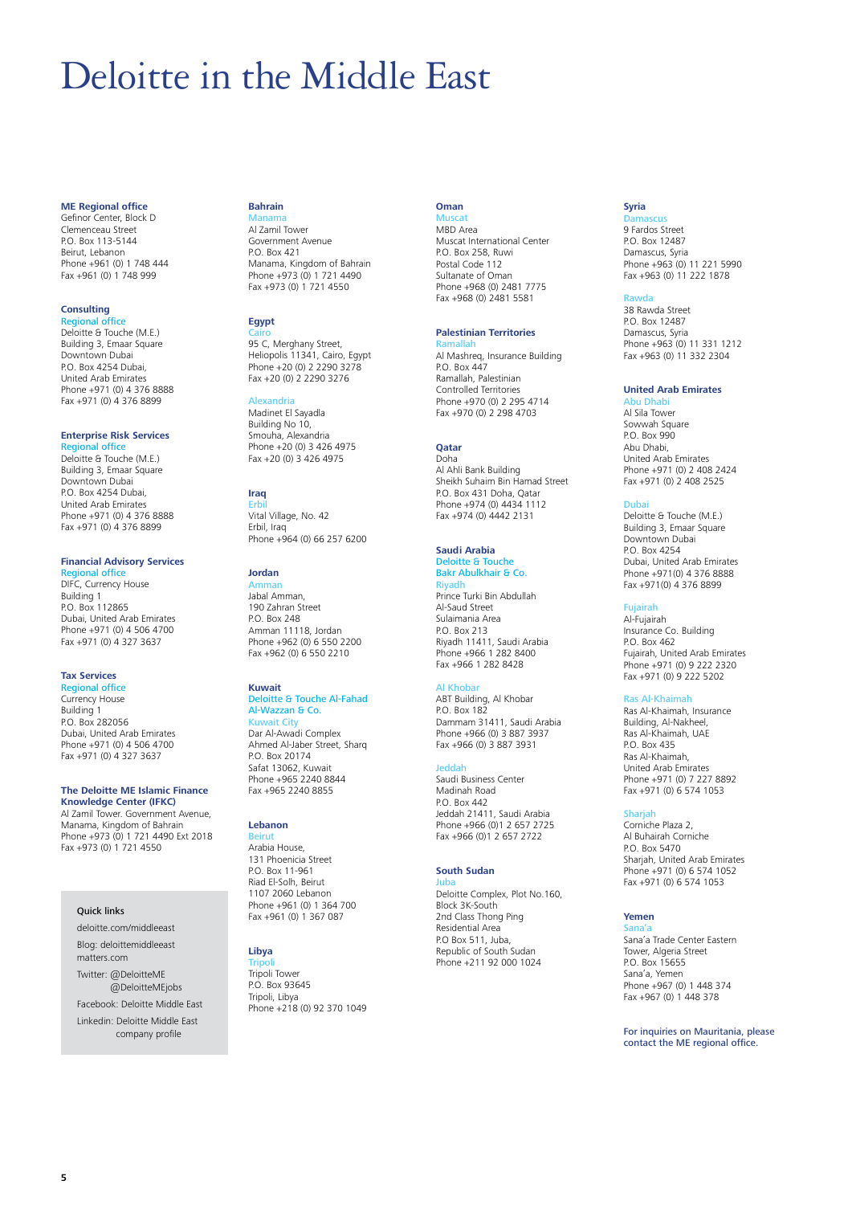# Deloitte in the Middle East

**ME Regional office**
Gefinor Center, Block D
Clemenceau Street
P.O. Box 113-5144
Beirut, Lebanon
Phone +961 (0) 1 748 444
Fax +961 (0) 1 748 999

**Consulting**
Regional office
Deloitte & Touche (M.E.)
Building 3, Emaar Square
Downtown Dubai
P.O. Box 4254 Dubai,
United Arab Emirates
Phone +971 (0) 4 376 8888
Fax +971 (0) 4 376 8899

**Enterprise Risk Services**
Regional office
Deloitte & Touche (M.E.)
Building 3, Emaar Square
Downtown Dubai
P.O. Box 4254 Dubai,
United Arab Emirates
Phone +971 (0) 4 376 8888
Fax +971 (0) 4 376 8899

**Financial Advisory Services**
Regional office
DIFC, Currency House
Building 1
P.O. Box 112865
Dubai, United Arab Emirates
Phone +971 (0) 4 506 4700
Fax +971 (0) 4 327 3637

**Tax Services**
Regional office
Currency House
Building 1
P.O. Box 282056
Dubai, United Arab Emirates
Phone +971 (0) 4 506 4700
Fax +971 (0) 4 327 3637

**The Deloitte ME Islamic Finance Knowledge Center (IFKC)**
Al Zamil Tower. Government Avenue,
Manama, Kingdom of Bahrain
Phone +973 (0) 1 721 4490 Ext 2018
Fax +973 (0) 1 721 4550

Quick links
deloitte.com/middleeast
Blog: deloittemiddleeast matters.com
Twitter: @DeloitteME @DeloitteMEjobs
Facebook: Deloitte Middle East
Linkedin: Deloitte Middle East company profile

**Bahrain**
Manama
Al Zamil Tower
Government Avenue
P.O. Box 421
Manama, Kingdom of Bahrain
Phone +973 (0) 1 721 4490
Fax +973 (0) 1 721 4550

**Egypt**
Cairo
95 C, Merghany Street,
Heliopolis 11341, Cairo, Egypt
Phone +20 (0) 2 2290 3278
Fax +20 (0) 2 2290 3276

Alexandria
Madinet El Sayadla
Building No 10,
Smouha, Alexandria
Phone +20 (0) 3 426 4975
Fax +20 (0) 3 426 4975

**Iraq**
Erbil
Vital Village, No. 42
Erbil, Iraq
Phone +964 (0) 66 257 6200

**Jordan**
Amman
Jabal Amman,
190 Zahran Street
P.O. Box 248
Amman 11118, Jordan
Phone +962 (0) 6 550 2200
Fax +962 (0) 6 550 2210

**Kuwait**
Deloitte & Touche Al-Fahad Al-Wazzan & Co.
Kuwait City
Dar Al-Awadi Complex
Ahmed Al-Jaber Street, Sharq
P.O. Box 20174
Safat 13062, Kuwait
Phone +965 2240 8844
Fax +965 2240 8855

**Lebanon**
Beirut
Arabia House,
131 Phoenicia Street
P.O. Box 11-961
Riad El-Solh, Beirut
1107 2060 Lebanon
Phone +961 (0) 1 364 700
Fax +961 (0) 1 367 087

**Libya**
Tripoli
Tripoli Tower
P.O. Box 93645
Tripoli, Libya
Phone +218 (0) 92 370 1049

**Oman**
Muscat
MBD Area
Muscat International Center
P.O. Box 258, Ruwi
Postal Code 112
Sultanate of Oman
Phone +968 (0) 2481 7775
Fax +968 (0) 2481 5581

**Palestinian Territories**
Ramallah
Al Mashreq, Insurance Building
P.O. Box 447
Ramallah, Palestinian Controlled Territories
Phone +970 (0) 2 295 4714
Fax +970 (0) 2 298 4703

**Qatar**
Doha
Al Ahli Bank Building
Sheikh Suhaim Bin Hamad Street
P.O. Box 431 Doha, Qatar
Phone +974 (0) 4434 1112
Fax +974 (0) 4442 2131

**Saudi Arabia**
Deloitte & Touche Bakr Abulkhair & Co.
Riyadh
Prince Turki Bin Abdullah
Al-Saud Street
Sulaimania Area
P.O. Box 213
Riyadh 11411, Saudi Arabia
Phone +966 1 282 8400
Fax +966 1 282 8428

Al Khobar
ABT Building, Al Khobar
P.O. Box 182
Dammam 31411, Saudi Arabia
Phone +966 (0) 3 887 3937
Fax +966 (0) 3 887 3931

Jeddah
Saudi Business Center
Madinah Road
P.O. Box 442
Jeddah 21411, Saudi Arabia
Phone +966 (0)1 2 657 2725
Fax +966 (0)1 2 657 2722

**South Sudan**
Juba
Deloitte Complex, Plot No.160,
Block 3K-South
2nd Class Thong Ping
Residential Area
P.O Box 511, Juba,
Republic of South Sudan
Phone +211 92 000 1024

**Syria**
Damascus
9 Fardos Street
P.O. Box 12487
Damascus, Syria
Phone +963 (0) 11 221 5990
Fax +963 (0) 11 222 1878

Rawda
38 Rawda Street
P.O. Box 12487
Damascus, Syria
Phone +963 (0) 11 331 1212
Fax +963 (0) 11 332 2304

**United Arab Emirates**
Abu Dhabi
Al Sila Tower
Sowwah Square
P.O. Box 990
Abu Dhabi,
United Arab Emirates
Phone +971 (0) 2 408 2424
Fax +971 (0) 2 408 2525

Dubai
Deloitte & Touche (M.E.)
Building 3, Emaar Square
Downtown Dubai
P.O. Box 4254
Dubai, United Arab Emirates
Phone +971(0) 4 376 8888
Fax +971(0) 4 376 8899

Fujairah
Al-Fujairah
Insurance Co. Building
P.O. Box 462
Fujairah, United Arab Emirates
Phone +971 (0) 9 222 2320
Fax +971 (0) 9 222 5202

Ras Al-Khaimah
Ras Al-Khaimah, Insurance Building, Al-Nakheel,
Ras Al-Khaimah, UAE
P.O. Box 435
Ras Al-Khaimah,
United Arab Emirates
Phone +971 (0) 7 227 8892
Fax +971 (0) 6 574 1053

Sharjah
Corniche Plaza 2,
Al Buhairah Corniche
P.O. Box 5470
Sharjah, United Arab Emirates
Phone +971 (0) 6 574 1052
Fax +971 (0) 6 574 1053

**Yemen**
Sana'a
Sana'a Trade Center Eastern Tower, Algeria Street
P.O. Box 15655
Sana'a, Yemen
Phone +967 (0) 1 448 374
Fax +967 (0) 1 448 378

For inquiries on Mauritania, please contact the ME regional office.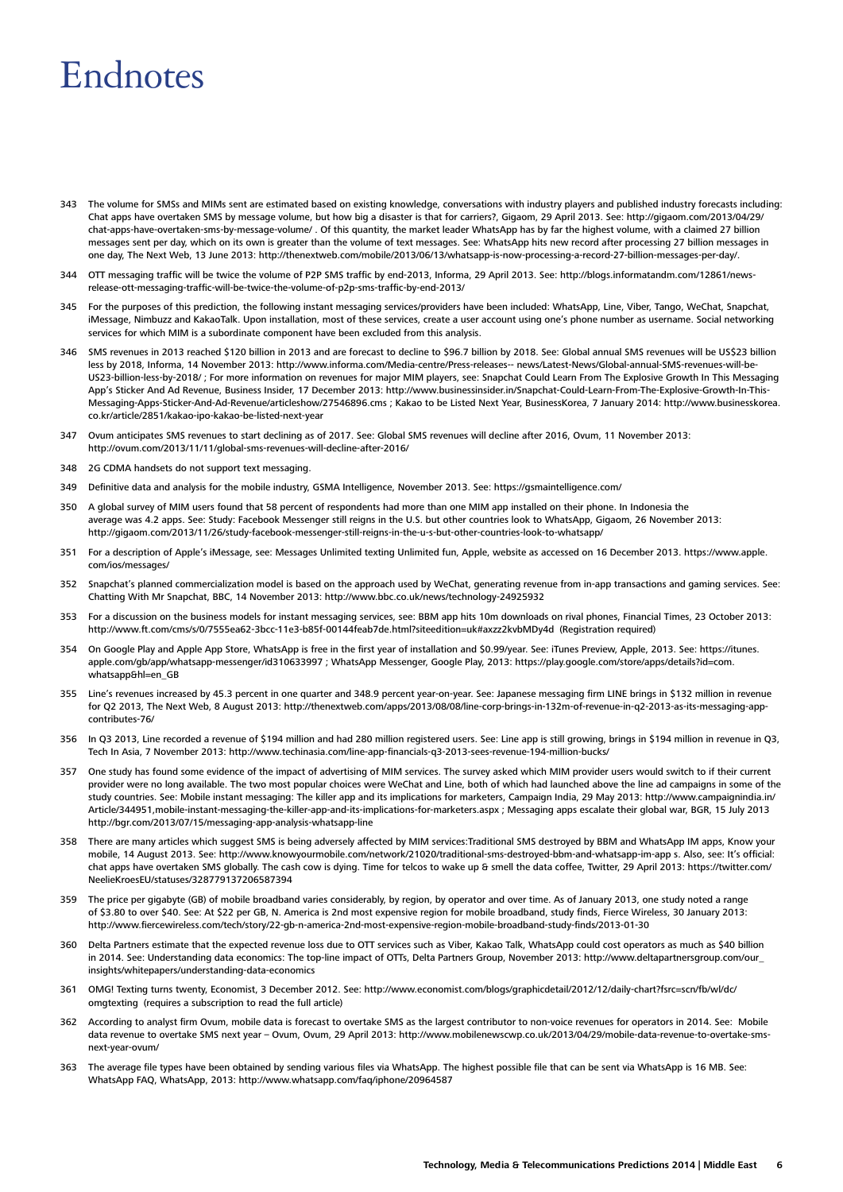# Endnotes

343 The volume for SMSs and MIMs sent are estimated based on existing knowledge, conversations with industry players and published industry forecasts including: Chat apps have overtaken SMS by message volume, but how big a disaster is that for carriers?, Gigaom, 29 April 2013. See: http://gigaom.com/2013/04/29/chat-apps-have-overtaken-sms-by-message-volume/ . Of this quantity, the market leader WhatsApp has by far the highest volume, with a claimed 27 billion messages sent per day, which on its own is greater than the volume of text messages. See: WhatsApp hits new record after processing 27 billion messages in one day, The Next Web, 13 June 2013: http://thenextweb.com/mobile/2013/06/13/whatsapp-is-now-processing-a-record-27-billion-messages-per-day/.

344 OTT messaging traffic will be twice the volume of P2P SMS traffic by end-2013, Informa, 29 April 2013. See: http://blogs.informatandm.com/12861/news-release-ott-messaging-traffic-will-be-twice-the-volume-of-p2p-sms-traffic-by-end-2013/

345 For the purposes of this prediction, the following instant messaging services/providers have been included: WhatsApp, Line, Viber, Tango, WeChat, Snapchat, iMessage, Nimbuzz and KakaoTalk. Upon installation, most of these services, create a user account using one's phone number as username. Social networking services for which MIM is a subordinate component have been excluded from this analysis.

346 SMS revenues in 2013 reached $120 billion in 2013 and are forecast to decline to $96.7 billion by 2018. See: Global annual SMS revenues will be US$23 billion less by 2018, Informa, 14 November 2013: http://www.informa.com/Media-centre/Press-releases-- news/Latest-News/Global-annual-SMS-revenues-will-be-US23-billion-less-by-2018/ ; For more information on revenues for major MIM players, see: Snapchat Could Learn From The Explosive Growth In This Messaging App's Sticker And Ad Revenue, Business Insider, 17 December 2013: http://www.businessinsider.in/Snapchat-Could-Learn-From-The-Explosive-Growth-In-This-Messaging-Apps-Sticker-And-Ad-Revenue/articleshow/27546896.cms ; Kakao to be Listed Next Year, BusinessKorea, 7 January 2014: http://www.businesskorea.co.kr/article/2851/kakao-ipo-kakao-be-listed-next-year

347 Ovum anticipates SMS revenues to start declining as of 2017. See: Global SMS revenues will decline after 2016, Ovum, 11 November 2013: http://ovum.com/2013/11/11/global-sms-revenues-will-decline-after-2016/

348 2G CDMA handsets do not support text messaging.

349 Definitive data and analysis for the mobile industry, GSMA Intelligence, November 2013. See: https://gsmaintelligence.com/

350 A global survey of MIM users found that 58 percent of respondents had more than one MIM app installed on their phone. In Indonesia the average was 4.2 apps. See: Study: Facebook Messenger still reigns in the U.S. but other countries look to WhatsApp, Gigaom, 26 November 2013: http://gigaom.com/2013/11/26/study-facebook-messenger-still-reigns-in-the-u-s-but-other-countries-look-to-whatsapp/

351 For a description of Apple's iMessage, see: Messages Unlimited texting Unlimited fun, Apple, website as accessed on 16 December 2013. https://www.apple.com/ios/messages/

352 Snapchat's planned commercialization model is based on the approach used by WeChat, generating revenue from in-app transactions and gaming services. See: Chatting With Mr Snapchat, BBC, 14 November 2013: http://www.bbc.co.uk/news/technology-24925932

353 For a discussion on the business models for instant messaging services, see: BBM app hits 10m downloads on rival phones, Financial Times, 23 October 2013: http://www.ft.com/cms/s/0/7555ea62-3bcc-11e3-b85f-00144feab7de.html?siteedition=uk#axzz2kvbMDy4d (Registration required)

354 On Google Play and Apple App Store, WhatsApp is free in the first year of installation and $0.99/year. See: iTunes Preview, Apple, 2013. See: https://itunes.apple.com/gb/app/whatsapp-messenger/id310633997 ; WhatsApp Messenger, Google Play, 2013: https://play.google.com/store/apps/details?id=com.whatsapp&hl=en_GB

355 Line's revenues increased by 45.3 percent in one quarter and 348.9 percent year-on-year. See: Japanese messaging firm LINE brings in $132 million in revenue for Q2 2013, The Next Web, 8 August 2013: http://thenextweb.com/apps/2013/08/08/line-corp-brings-in-132m-of-revenue-in-q2-2013-as-its-messaging-app-contributes-76/

356 In Q3 2013, Line recorded a revenue of $194 million and had 280 million registered users. See: Line app is still growing, brings in $194 million in revenue in Q3, Tech In Asia, 7 November 2013: http://www.techinasia.com/line-app-financials-q3-2013-sees-revenue-194-million-bucks/

357 One study has found some evidence of the impact of advertising of MIM services. The survey asked which MIM provider users would switch to if their current provider were no long available. The two most popular choices were WeChat and Line, both of which had launched above the line ad campaigns in some of the study countries. See: Mobile instant messaging: The killer app and its implications for marketers, Campaign India, 29 May 2013: http://www.campaignindia.in/Article/344951,mobile-instant-messaging-the-killer-app-and-its-implications-for-marketers.aspx ; Messaging apps escalate their global war, BGR, 15 July 2013 http://bgr.com/2013/07/15/messaging-app-analysis-whatsapp-line

358 There are many articles which suggest SMS is being adversely affected by MIM services:Traditional SMS destroyed by BBM and WhatsApp IM apps, Know your mobile, 14 August 2013. See: http://www.knowyourmobile.com/network/21020/traditional-sms-destroyed-bbm-and-whatsapp-im-app s. Also, see: It's official: chat apps have overtaken SMS globally. The cash cow is dying. Time for telcos to wake up & smell the data coffee, Twitter, 29 April 2013: https://twitter.com/NeelieKroesEU/statuses/328779137206587394

359 The price per gigabyte (GB) of mobile broadband varies considerably, by region, by operator and over time. As of January 2013, one study noted a range of $3.80 to over $40. See: At $22 per GB, N. America is 2nd most expensive region for mobile broadband, study finds, Fierce Wireless, 30 January 2013: http://www.fiercewireless.com/tech/story/22-gb-n-america-2nd-most-expensive-region-mobile-broadband-study-finds/2013-01-30

360 Delta Partners estimate that the expected revenue loss due to OTT services such as Viber, Kakao Talk, WhatsApp could cost operators as much as $40 billion in 2014. See: Understanding data economics: The top-line impact of OTTs, Delta Partners Group, November 2013: http://www.deltapartnersgroup.com/our_insights/whitepapers/understanding-data-economics

361 OMG! Texting turns twenty, Economist, 3 December 2012. See: http://www.economist.com/blogs/graphicdetail/2012/12/daily-chart?fsrc=scn/fb/wl/dc/omgtexting (requires a subscription to read the full article)

362 According to analyst firm Ovum, mobile data is forecast to overtake SMS as the largest contributor to non-voice revenues for operators in 2014. See: Mobile data revenue to overtake SMS next year – Ovum, Ovum, 29 April 2013: http://www.mobilenewscwp.co.uk/2013/04/29/mobile-data-revenue-to-overtake-sms-next-year-ovum/

363 The average file types have been obtained by sending various files via WhatsApp. The highest possible file that can be sent via WhatsApp is 16 MB. See: WhatsApp FAQ, WhatsApp, 2013: http://www.whatsapp.com/faq/iphone/20964587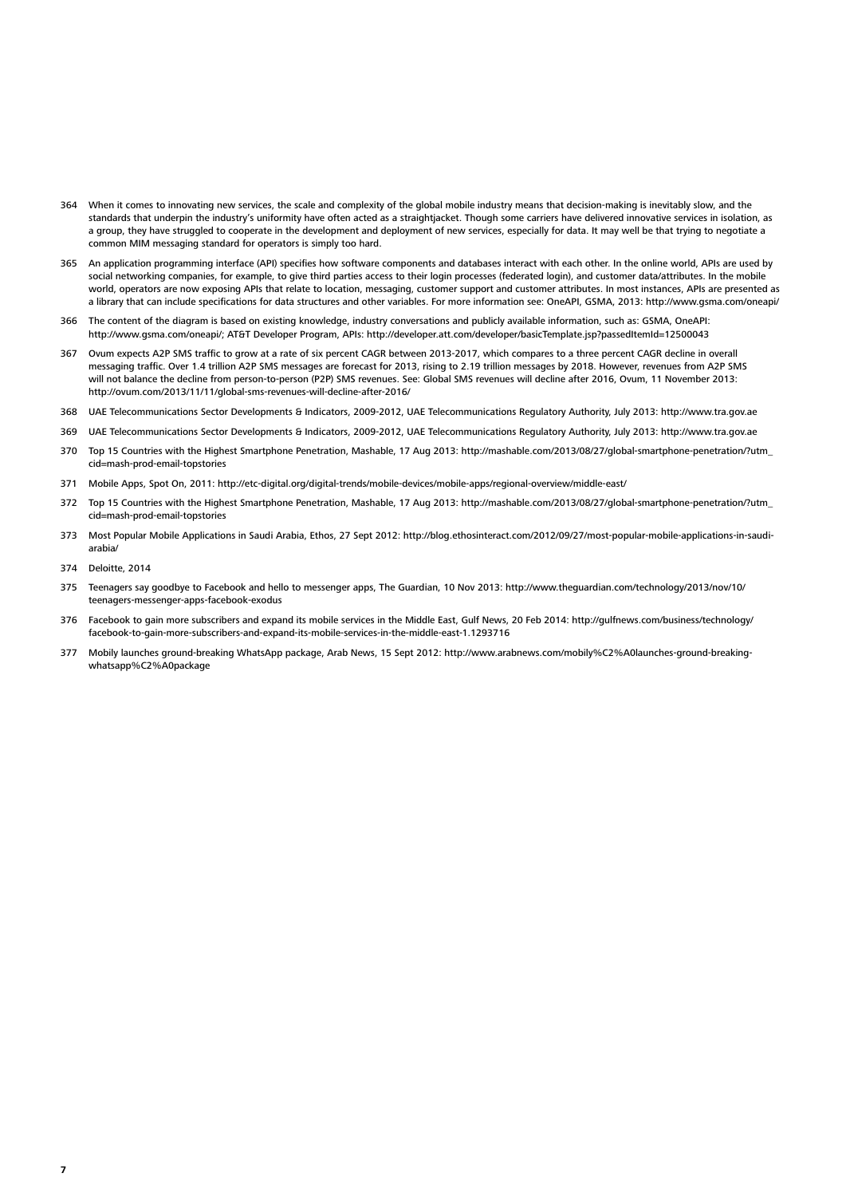364 When it comes to innovating new services, the scale and complexity of the global mobile industry means that decision-making is inevitably slow, and the standards that underpin the industry's uniformity have often acted as a straightjacket. Though some carriers have delivered innovative services in isolation, as a group, they have struggled to cooperate in the development and deployment of new services, especially for data. It may well be that trying to negotiate a common MIM messaging standard for operators is simply too hard.

365 An application programming interface (API) specifies how software components and databases interact with each other. In the online world, APIs are used by social networking companies, for example, to give third parties access to their login processes (federated login), and customer data/attributes. In the mobile world, operators are now exposing APIs that relate to location, messaging, customer support and customer attributes. In most instances, APIs are presented as a library that can include specifications for data structures and other variables. For more information see: OneAPI, GSMA, 2013: http://www.gsma.com/oneapi/

366 The content of the diagram is based on existing knowledge, industry conversations and publicly available information, such as: GSMA, OneAPI: http://www.gsma.com/oneapi/; AT&T Developer Program, APIs: http://developer.att.com/developer/basicTemplate.jsp?passedItemId=12500043

367 Ovum expects A2P SMS traffic to grow at a rate of six percent CAGR between 2013-2017, which compares to a three percent CAGR decline in overall messaging traffic. Over 1.4 trillion A2P SMS messages are forecast for 2013, rising to 2.19 trillion messages by 2018. However, revenues from A2P SMS will not balance the decline from person-to-person (P2P) SMS revenues. See: Global SMS revenues will decline after 2016, Ovum, 11 November 2013: http://ovum.com/2013/11/11/global-sms-revenues-will-decline-after-2016/

368 UAE Telecommunications Sector Developments & Indicators, 2009-2012, UAE Telecommunications Regulatory Authority, July 2013: http://www.tra.gov.ae

369 UAE Telecommunications Sector Developments & Indicators, 2009-2012, UAE Telecommunications Regulatory Authority, July 2013: http://www.tra.gov.ae

370 Top 15 Countries with the Highest Smartphone Penetration, Mashable, 17 Aug 2013: http://mashable.com/2013/08/27/global-smartphone-penetration/?utm_cid=mash-prod-email-topstories

371 Mobile Apps, Spot On, 2011: http://etc-digital.org/digital-trends/mobile-devices/mobile-apps/regional-overview/middle-east/

372 Top 15 Countries with the Highest Smartphone Penetration, Mashable, 17 Aug 2013: http://mashable.com/2013/08/27/global-smartphone-penetration/?utm_cid=mash-prod-email-topstories

373 Most Popular Mobile Applications in Saudi Arabia, Ethos, 27 Sept 2012: http://blog.ethosinteract.com/2012/09/27/most-popular-mobile-applications-in-saudi-arabia/

374 Deloitte, 2014

375 Teenagers say goodbye to Facebook and hello to messenger apps, The Guardian, 10 Nov 2013: http://www.theguardian.com/technology/2013/nov/10/teenagers-messenger-apps-facebook-exodus

376 Facebook to gain more subscribers and expand its mobile services in the Middle East, Gulf News, 20 Feb 2014: http://gulfnews.com/business/technology/facebook-to-gain-more-subscribers-and-expand-its-mobile-services-in-the-middle-east-1.1293716

377 Mobily launches ground-breaking WhatsApp package, Arab News, 15 Sept 2012: http://www.arabnews.com/mobily%C2%A0launches-ground-breaking-whatsapp%C2%A0package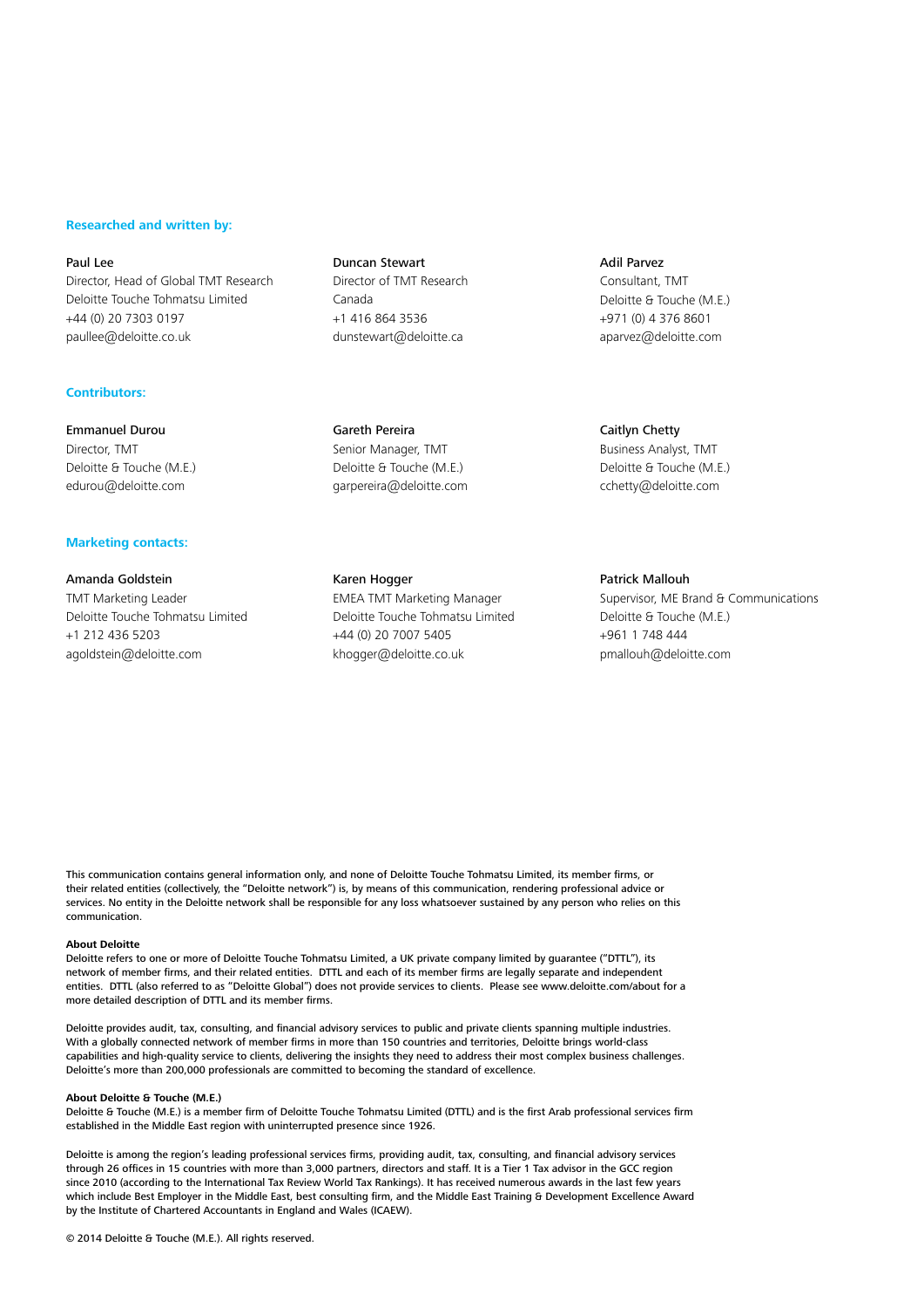**Researched and written by:**

Paul Lee
Director, Head of Global TMT Research
Deloitte Touche Tohmatsu Limited
+44 (0) 20 7303 0197
paullee@deloitte.co.uk

Duncan Stewart
Director of TMT Research
Canada
+1 416 864 3536
dunstewart@deloitte.ca

Adil Parvez
Consultant, TMT
Deloitte & Touche (M.E.)
+971 (0) 4 376 8601
aparvez@deloitte.com

**Contributors:**

Emmanuel Durou
Director, TMT
Deloitte & Touche (M.E.)
edurou@deloitte.com

Gareth Pereira
Senior Manager, TMT
Deloitte & Touche (M.E.)
garpereira@deloitte.com

Caitlyn Chetty
Business Analyst, TMT
Deloitte & Touche (M.E.)
cchetty@deloitte.com

**Marketing contacts:**

Amanda Goldstein
TMT Marketing Leader
Deloitte Touche Tohmatsu Limited
+1 212 436 5203
agoldstein@deloitte.com

Karen Hogger
EMEA TMT Marketing Manager
Deloitte Touche Tohmatsu Limited
+44 (0) 20 7007 5405
khogger@deloitte.co.uk

Patrick Mallouh
Supervisor, ME Brand & Communications
Deloitte & Touche (M.E.)
+961 1 748 444
pmallouh@deloitte.com

This communication contains general information only, and none of Deloitte Touche Tohmatsu Limited, its member firms, or their related entities (collectively, the "Deloitte network") is, by means of this communication, rendering professional advice or services. No entity in the Deloitte network shall be responsible for any loss whatsoever sustained by any person who relies on this communication.

**About Deloitte**
Deloitte refers to one or more of Deloitte Touche Tohmatsu Limited, a UK private company limited by guarantee ("DTTL"), its network of member firms, and their related entities. DTTL and each of its member firms are legally separate and independent entities. DTTL (also referred to as "Deloitte Global") does not provide services to clients. Please see www.deloitte.com/about for a more detailed description of DTTL and its member firms.

Deloitte provides audit, tax, consulting, and financial advisory services to public and private clients spanning multiple industries. With a globally connected network of member firms in more than 150 countries and territories, Deloitte brings world-class capabilities and high-quality service to clients, delivering the insights they need to address their most complex business challenges. Deloitte's more than 200,000 professionals are committed to becoming the standard of excellence.

**About Deloitte & Touche (M.E.)**
Deloitte & Touche (M.E.) is a member firm of Deloitte Touche Tohmatsu Limited (DTTL) and is the first Arab professional services firm established in the Middle East region with uninterrupted presence since 1926.

Deloitte is among the region's leading professional services firms, providing audit, tax, consulting, and financial advisory services through 26 offices in 15 countries with more than 3,000 partners, directors and staff. It is a Tier 1 Tax advisor in the GCC region since 2010 (according to the International Tax Review World Tax Rankings). It has received numerous awards in the last few years which include Best Employer in the Middle East, best consulting firm, and the Middle East Training & Development Excellence Award by the Institute of Chartered Accountants in England and Wales (ICAEW).

© 2014 Deloitte & Touche (M.E.). All rights reserved.